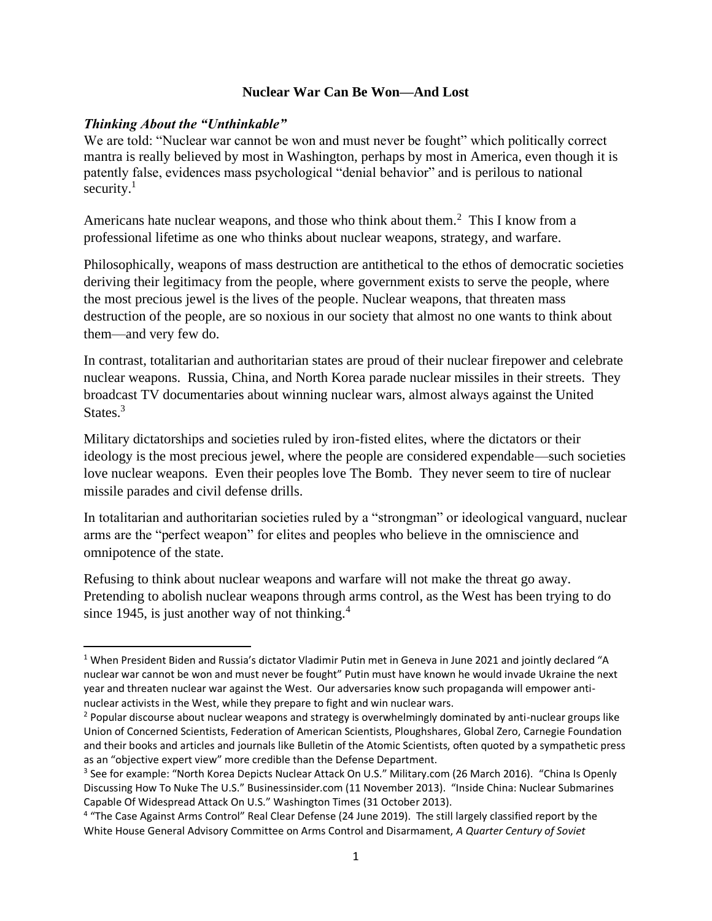# Nuclear War Can Be Won—And Lost

### *Thinking About the "Unthinkable"*

We are told: "Nuclear war cannot be won and must never be fought" which politically correct mantra is really believed by most in Washington, perhaps by most in America, even though it is patently false, evidences mass psychological "denial behavior" and is perilous to national security.[1]

Americans hate nuclear weapons, and those who think about them.[2] This I know from a professional lifetime as one who thinks about nuclear weapons, strategy, and warfare.

Philosophically, weapons of mass destruction are antithetical to the ethos of democratic societies deriving their legitimacy from the people, where government exists to serve the people, where the most precious jewel is the lives of the people. Nuclear weapons, that threaten mass destruction of the people, are so noxious in our society that almost no one wants to think about them—and very few do.

In contrast, totalitarian and authoritarian states are proud of their nuclear firepower and celebrate nuclear weapons. Russia, China, and North Korea parade nuclear missiles in their streets. They broadcast TV documentaries about winning nuclear wars, almost always against the United States.[3]

Military dictatorships and societies ruled by iron-fisted elites, where the dictators or their ideology is the most precious jewel, where the people are considered expendable—such societies love nuclear weapons. Even their peoples love The Bomb. They never seem to tire of nuclear missile parades and civil defense drills.

In totalitarian and authoritarian societies ruled by a "strongman" or ideological vanguard, nuclear arms are the "perfect weapon" for elites and peoples who believe in the omniscience and omnipotence of the state.

Refusing to think about nuclear weapons and warfare will not make the threat go away. Pretending to abolish nuclear weapons through arms control, as the West has been trying to do since 1945, is just another way of not thinking.[4]

---

[1] When President Biden and Russia's dictator Vladimir Putin met in Geneva in June 2021 and jointly declared "A nuclear war cannot be won and must never be fought" Putin must have known he would invade Ukraine the next year and threaten nuclear war against the West. Our adversaries know such propaganda will empower anti-nuclear activists in the West, while they prepare to fight and win nuclear wars.

[2] Popular discourse about nuclear weapons and strategy is overwhelmingly dominated by anti-nuclear groups like Union of Concerned Scientists, Federation of American Scientists, Ploughshares, Global Zero, Carnegie Foundation and their books and articles and journals like Bulletin of the Atomic Scientists, often quoted by a sympathetic press as an "objective expert view" more credible than the Defense Department.

[3] See for example: "North Korea Depicts Nuclear Attack On U.S." Military.com (26 March 2016). "China Is Openly Discussing How To Nuke The U.S." Businessinsider.com (11 November 2013). "Inside China: Nuclear Submarines Capable Of Widespread Attack On U.S." Washington Times (31 October 2013).

[4] "The Case Against Arms Control" Real Clear Defense (24 June 2019). The still largely classified report by the White House General Advisory Committee on Arms Control and Disarmament, *A Quarter Century of Soviet*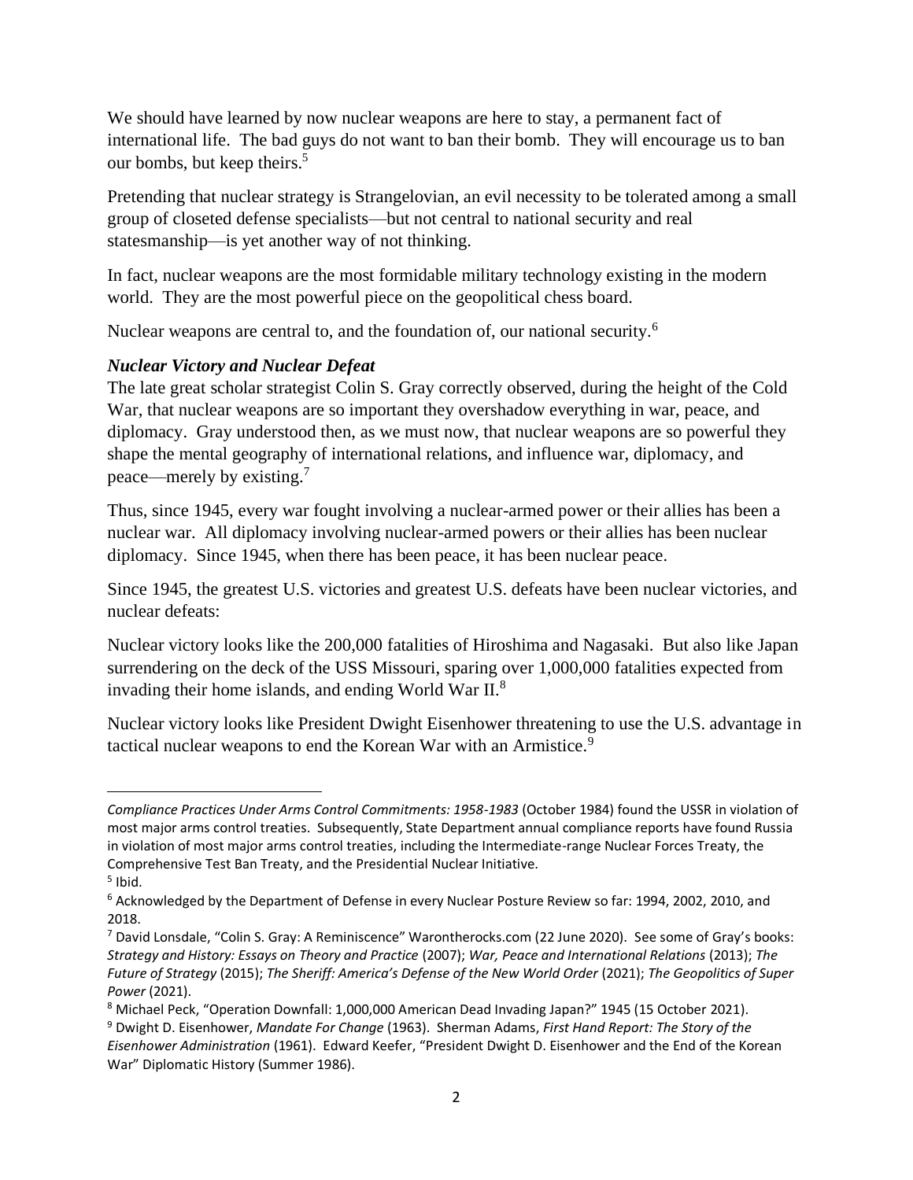We should have learned by now nuclear weapons are here to stay, a permanent fact of international life. The bad guys do not want to ban their bomb. They will encourage us to ban our bombs, but keep theirs.[5]

Pretending that nuclear strategy is Strangelovian, an evil necessity to be tolerated among a small group of closeted defense specialists—but not central to national security and real statesmanship—is yet another way of not thinking.

In fact, nuclear weapons are the most formidable military technology existing in the modern world. They are the most powerful piece on the geopolitical chess board.

Nuclear weapons are central to, and the foundation of, our national security.[6]

***Nuclear Victory and Nuclear Defeat***

The late great scholar strategist Colin S. Gray correctly observed, during the height of the Cold War, that nuclear weapons are so important they overshadow everything in war, peace, and diplomacy. Gray understood then, as we must now, that nuclear weapons are so powerful they shape the mental geography of international relations, and influence war, diplomacy, and peace—merely by existing.[7]

Thus, since 1945, every war fought involving a nuclear-armed power or their allies has been a nuclear war. All diplomacy involving nuclear-armed powers or their allies has been nuclear diplomacy. Since 1945, when there has been peace, it has been nuclear peace.

Since 1945, the greatest U.S. victories and greatest U.S. defeats have been nuclear victories, and nuclear defeats:

Nuclear victory looks like the 200,000 fatalities of Hiroshima and Nagasaki. But also like Japan surrendering on the deck of the USS Missouri, sparing over 1,000,000 fatalities expected from invading their home islands, and ending World War II.[8]

Nuclear victory looks like President Dwight Eisenhower threatening to use the U.S. advantage in tactical nuclear weapons to end the Korean War with an Armistice.[9]

---

*Compliance Practices Under Arms Control Commitments: 1958-1983* (October 1984) found the USSR in violation of most major arms control treaties. Subsequently, State Department annual compliance reports have found Russia in violation of most major arms control treaties, including the Intermediate-range Nuclear Forces Treaty, the Comprehensive Test Ban Treaty, and the Presidential Nuclear Initiative.

[5] Ibid.

[6] Acknowledged by the Department of Defense in every Nuclear Posture Review so far: 1994, 2002, 2010, and 2018.

[7] David Lonsdale, "Colin S. Gray: A Reminiscence" Warontherocks.com (22 June 2020). See some of Gray's books: *Strategy and History: Essays on Theory and Practice* (2007); *War, Peace and International Relations* (2013); *The Future of Strategy* (2015); *The Sheriff: America's Defense of the New World Order* (2021); *The Geopolitics of Super Power* (2021).

[8] Michael Peck, "Operation Downfall: 1,000,000 American Dead Invading Japan?" 1945 (15 October 2021).

[9] Dwight D. Eisenhower, *Mandate For Change* (1963). Sherman Adams, *First Hand Report: The Story of the Eisenhower Administration* (1961). Edward Keefer, "President Dwight D. Eisenhower and the End of the Korean War" Diplomatic History (Summer 1986).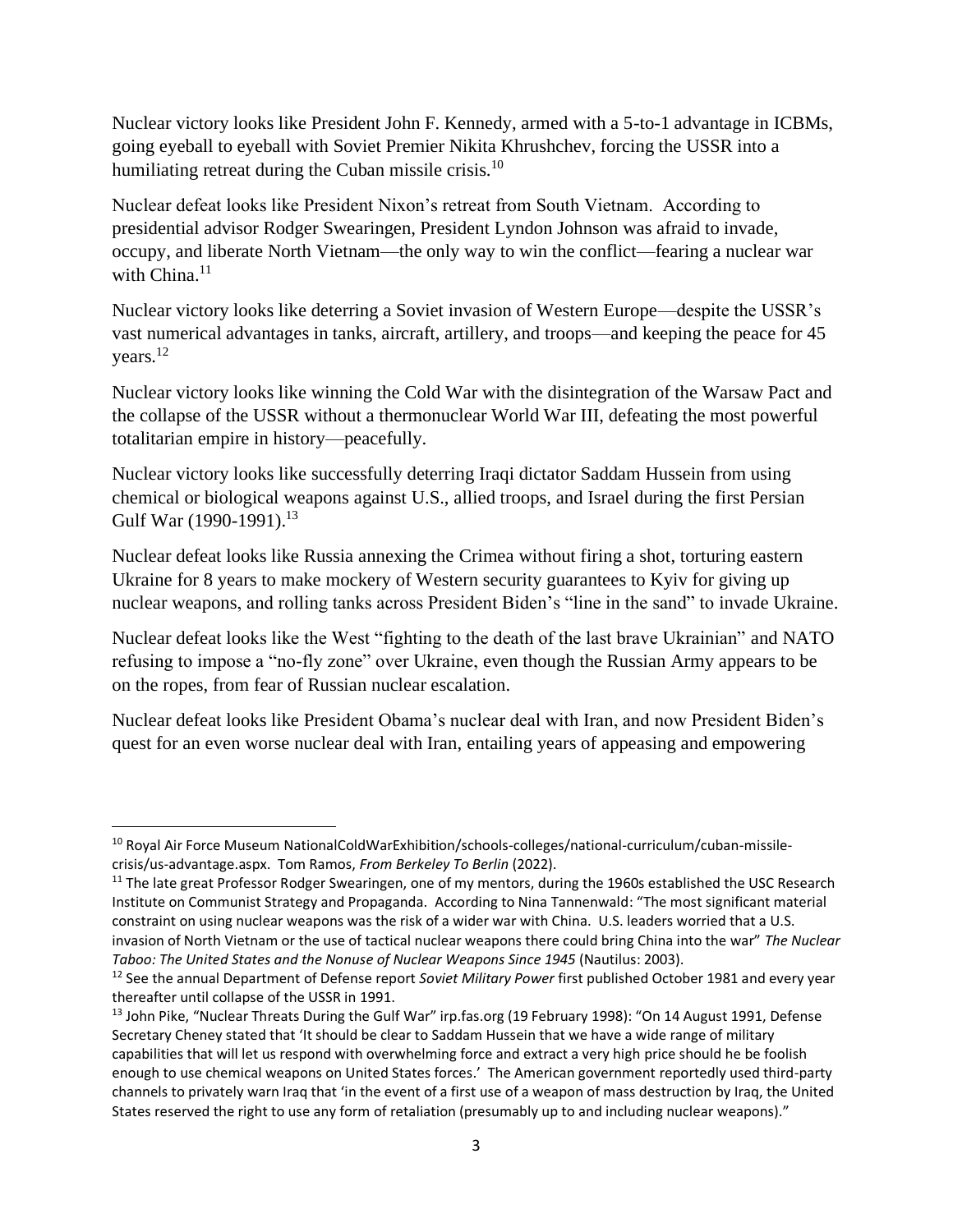Nuclear victory looks like President John F. Kennedy, armed with a 5-to-1 advantage in ICBMs, going eyeball to eyeball with Soviet Premier Nikita Khrushchev, forcing the USSR into a humiliating retreat during the Cuban missile crisis.[10]

Nuclear defeat looks like President Nixon's retreat from South Vietnam. According to presidential advisor Rodger Swearingen, President Lyndon Johnson was afraid to invade, occupy, and liberate North Vietnam—the only way to win the conflict—fearing a nuclear war with China.[11]

Nuclear victory looks like deterring a Soviet invasion of Western Europe—despite the USSR's vast numerical advantages in tanks, aircraft, artillery, and troops—and keeping the peace for 45 years.[12]

Nuclear victory looks like winning the Cold War with the disintegration of the Warsaw Pact and the collapse of the USSR without a thermonuclear World War III, defeating the most powerful totalitarian empire in history—peacefully.

Nuclear victory looks like successfully deterring Iraqi dictator Saddam Hussein from using chemical or biological weapons against U.S., allied troops, and Israel during the first Persian Gulf War (1990-1991).[13]

Nuclear defeat looks like Russia annexing the Crimea without firing a shot, torturing eastern Ukraine for 8 years to make mockery of Western security guarantees to Kyiv for giving up nuclear weapons, and rolling tanks across President Biden's "line in the sand" to invade Ukraine.

Nuclear defeat looks like the West "fighting to the death of the last brave Ukrainian" and NATO refusing to impose a "no-fly zone" over Ukraine, even though the Russian Army appears to be on the ropes, from fear of Russian nuclear escalation.

Nuclear defeat looks like President Obama's nuclear deal with Iran, and now President Biden's quest for an even worse nuclear deal with Iran, entailing years of appeasing and empowering

---

[10] Royal Air Force Museum NationalColdWarExhibition/schools-colleges/national-curriculum/cuban-missile-crisis/us-advantage.aspx. Tom Ramos, *From Berkeley To Berlin* (2022).

[11] The late great Professor Rodger Swearingen, one of my mentors, during the 1960s established the USC Research Institute on Communist Strategy and Propaganda. According to Nina Tannenwald: "The most significant material constraint on using nuclear weapons was the risk of a wider war with China. U.S. leaders worried that a U.S. invasion of North Vietnam or the use of tactical nuclear weapons there could bring China into the war" *The Nuclear Taboo: The United States and the Nonuse of Nuclear Weapons Since 1945* (Nautilus: 2003).

[12] See the annual Department of Defense report *Soviet Military Power* first published October 1981 and every year thereafter until collapse of the USSR in 1991.

[13] John Pike, "Nuclear Threats During the Gulf War" irp.fas.org (19 February 1998): "On 14 August 1991, Defense Secretary Cheney stated that 'It should be clear to Saddam Hussein that we have a wide range of military capabilities that will let us respond with overwhelming force and extract a very high price should he be foolish enough to use chemical weapons on United States forces.' The American government reportedly used third-party channels to privately warn Iraq that 'in the event of a first use of a weapon of mass destruction by Iraq, the United States reserved the right to use any form of retaliation (presumably up to and including nuclear weapons)."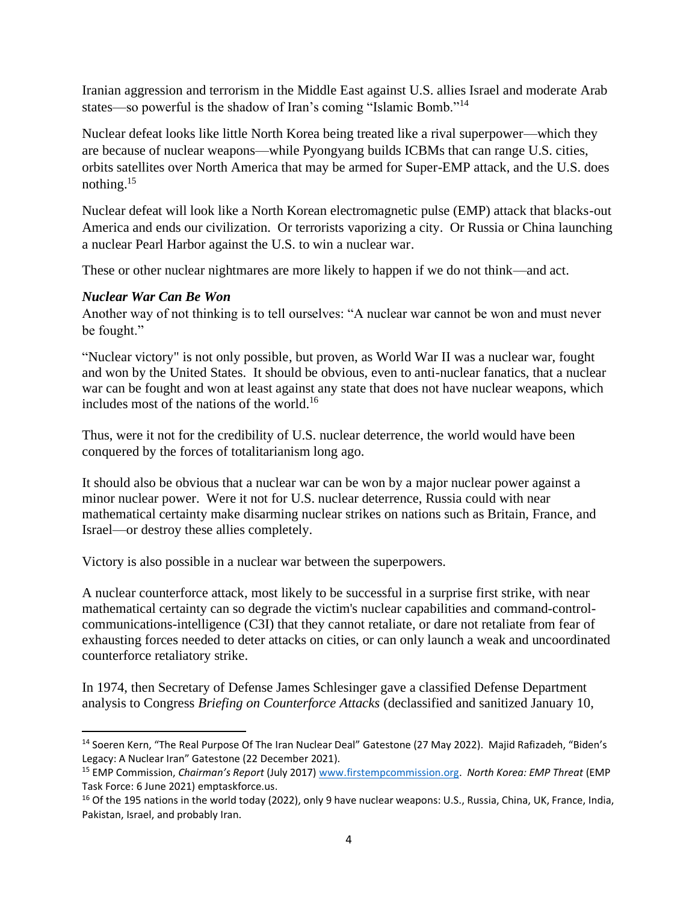Iranian aggression and terrorism in the Middle East against U.S. allies Israel and moderate Arab states—so powerful is the shadow of Iran's coming "Islamic Bomb."[14]

Nuclear defeat looks like little North Korea being treated like a rival superpower—which they are because of nuclear weapons—while Pyongyang builds ICBMs that can range U.S. cities, orbits satellites over North America that may be armed for Super-EMP attack, and the U.S. does nothing.[15]

Nuclear defeat will look like a North Korean electromagnetic pulse (EMP) attack that blacks-out America and ends our civilization. Or terrorists vaporizing a city. Or Russia or China launching a nuclear Pearl Harbor against the U.S. to win a nuclear war.

These or other nuclear nightmares are more likely to happen if we do not think—and act.

***Nuclear War Can Be Won***

Another way of not thinking is to tell ourselves: "A nuclear war cannot be won and must never be fought."

"Nuclear victory" is not only possible, but proven, as World War II was a nuclear war, fought and won by the United States. It should be obvious, even to anti-nuclear fanatics, that a nuclear war can be fought and won at least against any state that does not have nuclear weapons, which includes most of the nations of the world.[16]

Thus, were it not for the credibility of U.S. nuclear deterrence, the world would have been conquered by the forces of totalitarianism long ago.

It should also be obvious that a nuclear war can be won by a major nuclear power against a minor nuclear power. Were it not for U.S. nuclear deterrence, Russia could with near mathematical certainty make disarming nuclear strikes on nations such as Britain, France, and Israel—or destroy these allies completely.

Victory is also possible in a nuclear war between the superpowers.

A nuclear counterforce attack, most likely to be successful in a surprise first strike, with near mathematical certainty can so degrade the victim's nuclear capabilities and command-control-communications-intelligence (C3I) that they cannot retaliate, or dare not retaliate from fear of exhausting forces needed to deter attacks on cities, or can only launch a weak and uncoordinated counterforce retaliatory strike.

In 1974, then Secretary of Defense James Schlesinger gave a classified Defense Department analysis to Congress *Briefing on Counterforce Attacks* (declassified and sanitized January 10,

---

[14] Soeren Kern, "The Real Purpose Of The Iran Nuclear Deal" Gatestone (27 May 2022). Majid Rafizadeh, "Biden's Legacy: A Nuclear Iran" Gatestone (22 December 2021).

[15] EMP Commission, *Chairman's Report* (July 2017) www.firstempcommission.org. *North Korea: EMP Threat* (EMP Task Force: 6 June 2021) emptaskforce.us.

[16] Of the 195 nations in the world today (2022), only 9 have nuclear weapons: U.S., Russia, China, UK, France, India, Pakistan, Israel, and probably Iran.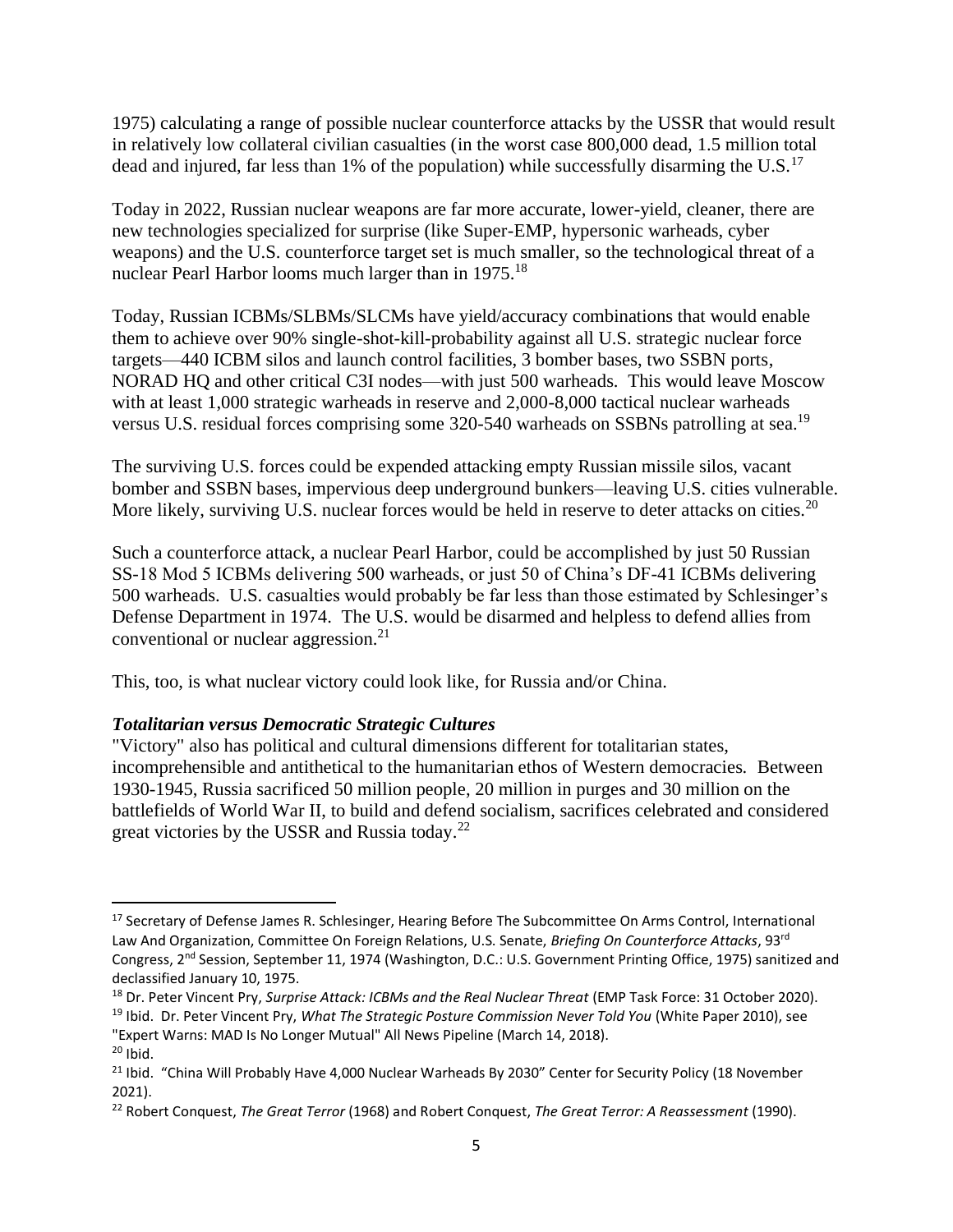1975) calculating a range of possible nuclear counterforce attacks by the USSR that would result in relatively low collateral civilian casualties (in the worst case 800,000 dead, 1.5 million total dead and injured, far less than 1% of the population) while successfully disarming the U.S.[17]

Today in 2022, Russian nuclear weapons are far more accurate, lower-yield, cleaner, there are new technologies specialized for surprise (like Super-EMP, hypersonic warheads, cyber weapons) and the U.S. counterforce target set is much smaller, so the technological threat of a nuclear Pearl Harbor looms much larger than in 1975.[18]

Today, Russian ICBMs/SLBMs/SLCMs have yield/accuracy combinations that would enable them to achieve over 90% single-shot-kill-probability against all U.S. strategic nuclear force targets—440 ICBM silos and launch control facilities, 3 bomber bases, two SSBN ports, NORAD HQ and other critical C3I nodes—with just 500 warheads. This would leave Moscow with at least 1,000 strategic warheads in reserve and 2,000-8,000 tactical nuclear warheads versus U.S. residual forces comprising some 320-540 warheads on SSBNs patrolling at sea.[19]

The surviving U.S. forces could be expended attacking empty Russian missile silos, vacant bomber and SSBN bases, impervious deep underground bunkers—leaving U.S. cities vulnerable. More likely, surviving U.S. nuclear forces would be held in reserve to deter attacks on cities.[20]

Such a counterforce attack, a nuclear Pearl Harbor, could be accomplished by just 50 Russian SS-18 Mod 5 ICBMs delivering 500 warheads, or just 50 of China's DF-41 ICBMs delivering 500 warheads. U.S. casualties would probably be far less than those estimated by Schlesinger's Defense Department in 1974. The U.S. would be disarmed and helpless to defend allies from conventional or nuclear aggression.[21]

This, too, is what nuclear victory could look like, for Russia and/or China.

***Totalitarian versus Democratic Strategic Cultures***

"Victory" also has political and cultural dimensions different for totalitarian states, incomprehensible and antithetical to the humanitarian ethos of Western democracies. Between 1930-1945, Russia sacrificed 50 million people, 20 million in purges and 30 million on the battlefields of World War II, to build and defend socialism, sacrifices celebrated and considered great victories by the USSR and Russia today.[22]

---

[17] Secretary of Defense James R. Schlesinger, Hearing Before The Subcommittee On Arms Control, International Law And Organization, Committee On Foreign Relations, U.S. Senate, *Briefing On Counterforce Attacks*, 93rd Congress, 2nd Session, September 11, 1974 (Washington, D.C.: U.S. Government Printing Office, 1975) sanitized and declassified January 10, 1975.

[18] Dr. Peter Vincent Pry, *Surprise Attack: ICBMs and the Real Nuclear Threat* (EMP Task Force: 31 October 2020).

[19] Ibid. Dr. Peter Vincent Pry, *What The Strategic Posture Commission Never Told You* (White Paper 2010), see "Expert Warns: MAD Is No Longer Mutual" All News Pipeline (March 14, 2018).

[20] Ibid.

[21] Ibid. "China Will Probably Have 4,000 Nuclear Warheads By 2030" Center for Security Policy (18 November 2021).

[22] Robert Conquest, *The Great Terror* (1968) and Robert Conquest, *The Great Terror: A Reassessment* (1990).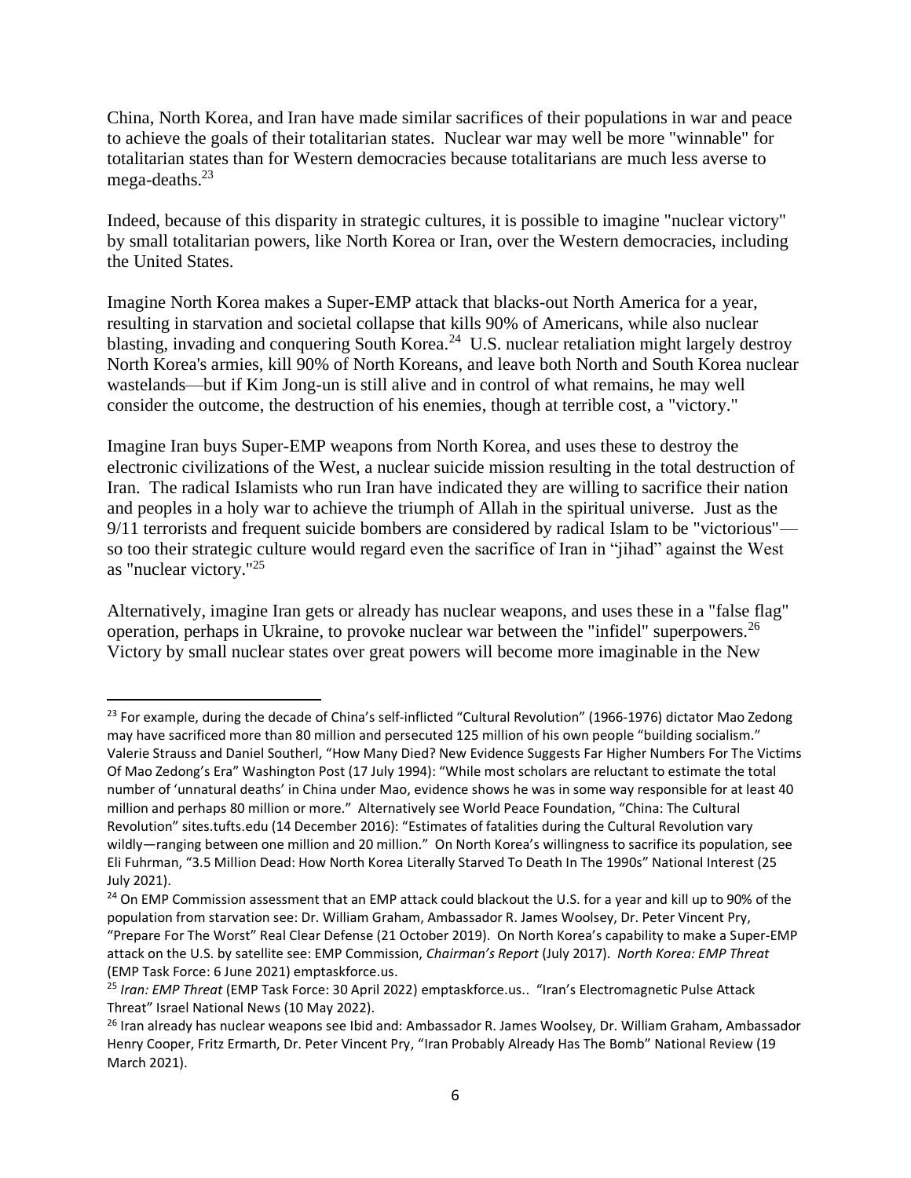China, North Korea, and Iran have made similar sacrifices of their populations in war and peace to achieve the goals of their totalitarian states. Nuclear war may well be more "winnable" for totalitarian states than for Western democracies because totalitarians are much less averse to mega-deaths.[23]

Indeed, because of this disparity in strategic cultures, it is possible to imagine "nuclear victory" by small totalitarian powers, like North Korea or Iran, over the Western democracies, including the United States.

Imagine North Korea makes a Super-EMP attack that blacks-out North America for a year, resulting in starvation and societal collapse that kills 90% of Americans, while also nuclear blasting, invading and conquering South Korea.[24] U.S. nuclear retaliation might largely destroy North Korea's armies, kill 90% of North Koreans, and leave both North and South Korea nuclear wastelands—but if Kim Jong-un is still alive and in control of what remains, he may well consider the outcome, the destruction of his enemies, though at terrible cost, a "victory."

Imagine Iran buys Super-EMP weapons from North Korea, and uses these to destroy the electronic civilizations of the West, a nuclear suicide mission resulting in the total destruction of Iran. The radical Islamists who run Iran have indicated they are willing to sacrifice their nation and peoples in a holy war to achieve the triumph of Allah in the spiritual universe. Just as the 9/11 terrorists and frequent suicide bombers are considered by radical Islam to be "victorious"—so too their strategic culture would regard even the sacrifice of Iran in "jihad" against the West as "nuclear victory."[25]

Alternatively, imagine Iran gets or already has nuclear weapons, and uses these in a "false flag" operation, perhaps in Ukraine, to provoke nuclear war between the "infidel" superpowers.[26] Victory by small nuclear states over great powers will become more imaginable in the New

---

[23] For example, during the decade of China's self-inflicted "Cultural Revolution" (1966-1976) dictator Mao Zedong may have sacrificed more than 80 million and persecuted 125 million of his own people "building socialism." Valerie Strauss and Daniel Southerl, "How Many Died? New Evidence Suggests Far Higher Numbers For The Victims Of Mao Zedong's Era" Washington Post (17 July 1994): "While most scholars are reluctant to estimate the total number of 'unnatural deaths' in China under Mao, evidence shows he was in some way responsible for at least 40 million and perhaps 80 million or more." Alternatively see World Peace Foundation, "China: The Cultural Revolution" sites.tufts.edu (14 December 2016): "Estimates of fatalities during the Cultural Revolution vary wildly—ranging between one million and 20 million." On North Korea's willingness to sacrifice its population, see Eli Fuhrman, "3.5 Million Dead: How North Korea Literally Starved To Death In The 1990s" National Interest (25 July 2021).

[24] On EMP Commission assessment that an EMP attack could blackout the U.S. for a year and kill up to 90% of the population from starvation see: Dr. William Graham, Ambassador R. James Woolsey, Dr. Peter Vincent Pry, "Prepare For The Worst" Real Clear Defense (21 October 2019). On North Korea's capability to make a Super-EMP attack on the U.S. by satellite see: EMP Commission, *Chairman's Report* (July 2017). *North Korea: EMP Threat* (EMP Task Force: 6 June 2021) emptaskforce.us.

[25] *Iran: EMP Threat* (EMP Task Force: 30 April 2022) emptaskforce.us.. "Iran's Electromagnetic Pulse Attack Threat" Israel National News (10 May 2022).

[26] Iran already has nuclear weapons see Ibid and: Ambassador R. James Woolsey, Dr. William Graham, Ambassador Henry Cooper, Fritz Ermarth, Dr. Peter Vincent Pry, "Iran Probably Already Has The Bomb" National Review (19 March 2021).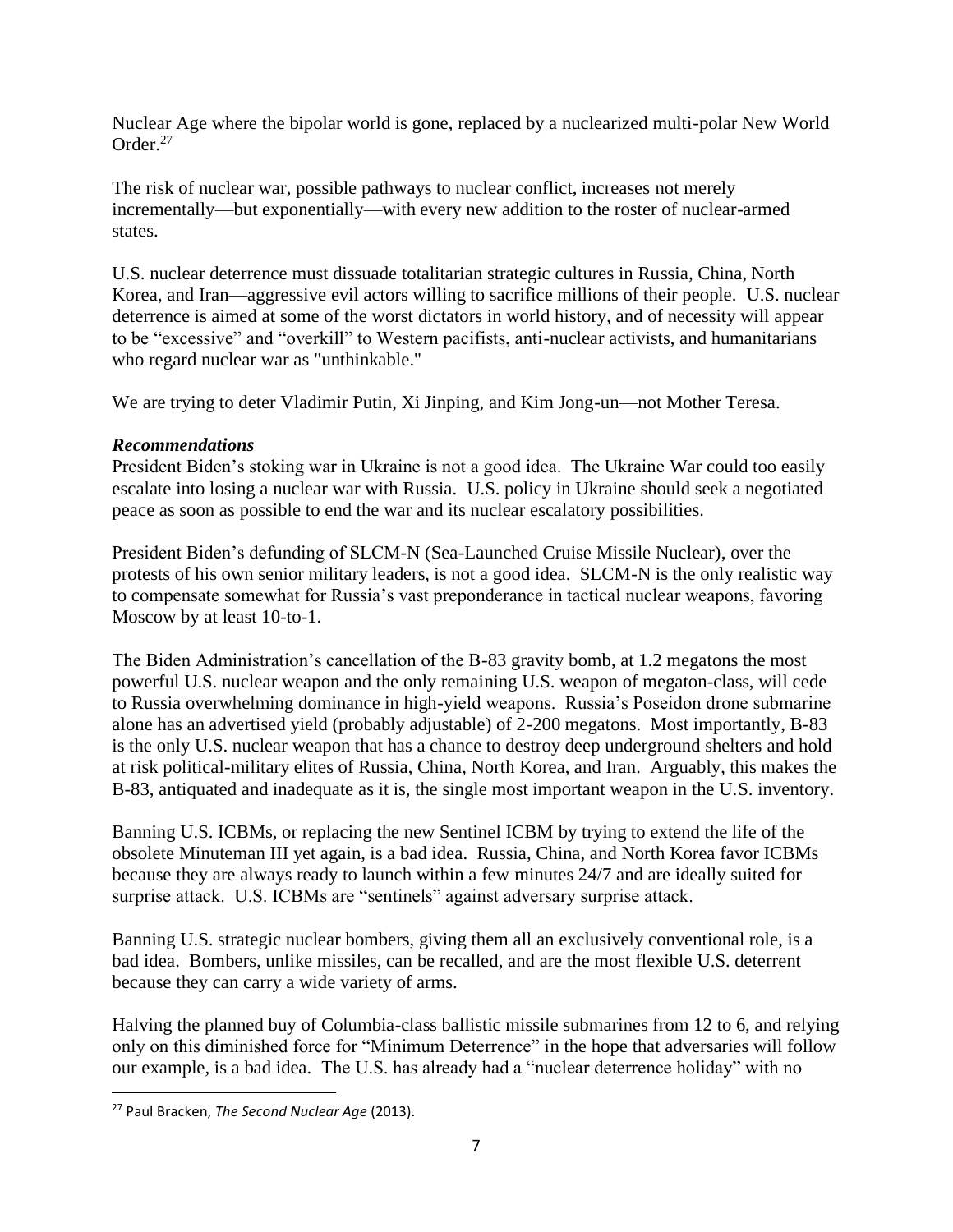Nuclear Age where the bipolar world is gone, replaced by a nuclearized multi-polar New World Order.[27]

The risk of nuclear war, possible pathways to nuclear conflict, increases not merely incrementally—but exponentially—with every new addition to the roster of nuclear-armed states.

U.S. nuclear deterrence must dissuade totalitarian strategic cultures in Russia, China, North Korea, and Iran—aggressive evil actors willing to sacrifice millions of their people. U.S. nuclear deterrence is aimed at some of the worst dictators in world history, and of necessity will appear to be "excessive" and "overkill" to Western pacifists, anti-nuclear activists, and humanitarians who regard nuclear war as "unthinkable."

We are trying to deter Vladimir Putin, Xi Jinping, and Kim Jong-un—not Mother Teresa.

***Recommendations***

President Biden's stoking war in Ukraine is not a good idea. The Ukraine War could too easily escalate into losing a nuclear war with Russia. U.S. policy in Ukraine should seek a negotiated peace as soon as possible to end the war and its nuclear escalatory possibilities.

President Biden's defunding of SLCM-N (Sea-Launched Cruise Missile Nuclear), over the protests of his own senior military leaders, is not a good idea. SLCM-N is the only realistic way to compensate somewhat for Russia's vast preponderance in tactical nuclear weapons, favoring Moscow by at least 10-to-1.

The Biden Administration's cancellation of the B-83 gravity bomb, at 1.2 megatons the most powerful U.S. nuclear weapon and the only remaining U.S. weapon of megaton-class, will cede to Russia overwhelming dominance in high-yield weapons. Russia's Poseidon drone submarine alone has an advertised yield (probably adjustable) of 2-200 megatons. Most importantly, B-83 is the only U.S. nuclear weapon that has a chance to destroy deep underground shelters and hold at risk political-military elites of Russia, China, North Korea, and Iran. Arguably, this makes the B-83, antiquated and inadequate as it is, the single most important weapon in the U.S. inventory.

Banning U.S. ICBMs, or replacing the new Sentinel ICBM by trying to extend the life of the obsolete Minuteman III yet again, is a bad idea. Russia, China, and North Korea favor ICBMs because they are always ready to launch within a few minutes 24/7 and are ideally suited for surprise attack. U.S. ICBMs are "sentinels" against adversary surprise attack.

Banning U.S. strategic nuclear bombers, giving them all an exclusively conventional role, is a bad idea. Bombers, unlike missiles, can be recalled, and are the most flexible U.S. deterrent because they can carry a wide variety of arms.

Halving the planned buy of Columbia-class ballistic missile submarines from 12 to 6, and relying only on this diminished force for "Minimum Deterrence" in the hope that adversaries will follow our example, is a bad idea. The U.S. has already had a "nuclear deterrence holiday" with no

[27] Paul Bracken, *The Second Nuclear Age* (2013).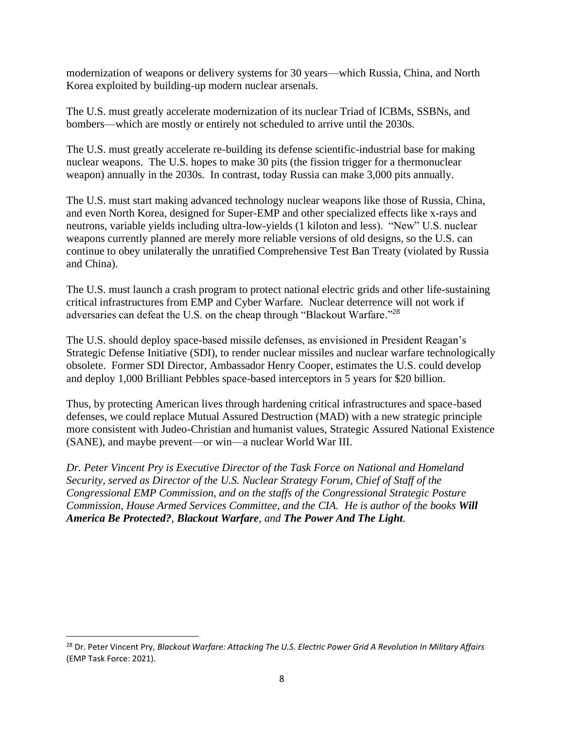modernization of weapons or delivery systems for 30 years—which Russia, China, and North Korea exploited by building-up modern nuclear arsenals.

The U.S. must greatly accelerate modernization of its nuclear Triad of ICBMs, SSBNs, and bombers—which are mostly or entirely not scheduled to arrive until the 2030s.

The U.S. must greatly accelerate re-building its defense scientific-industrial base for making nuclear weapons. The U.S. hopes to make 30 pits (the fission trigger for a thermonuclear weapon) annually in the 2030s. In contrast, today Russia can make 3,000 pits annually.

The U.S. must start making advanced technology nuclear weapons like those of Russia, China, and even North Korea, designed for Super-EMP and other specialized effects like x-rays and neutrons, variable yields including ultra-low-yields (1 kiloton and less). "New" U.S. nuclear weapons currently planned are merely more reliable versions of old designs, so the U.S. can continue to obey unilaterally the unratified Comprehensive Test Ban Treaty (violated by Russia and China).

The U.S. must launch a crash program to protect national electric grids and other life-sustaining critical infrastructures from EMP and Cyber Warfare. Nuclear deterrence will not work if adversaries can defeat the U.S. on the cheap through "Blackout Warfare."[28]

The U.S. should deploy space-based missile defenses, as envisioned in President Reagan's Strategic Defense Initiative (SDI), to render nuclear missiles and nuclear warfare technologically obsolete. Former SDI Director, Ambassador Henry Cooper, estimates the U.S. could develop and deploy 1,000 Brilliant Pebbles space-based interceptors in 5 years for $20 billion.

Thus, by protecting American lives through hardening critical infrastructures and space-based defenses, we could replace Mutual Assured Destruction (MAD) with a new strategic principle more consistent with Judeo-Christian and humanist values, Strategic Assured National Existence (SANE), and maybe prevent—or win—a nuclear World War III.

*Dr. Peter Vincent Pry is Executive Director of the Task Force on National and Homeland Security, served as Director of the U.S. Nuclear Strategy Forum, Chief of Staff of the Congressional EMP Commission, and on the staffs of the Congressional Strategic Posture Commission, House Armed Services Committee, and the CIA. He is author of the books **Will America Be Protected?**, **Blackout Warfare**, and **The Power And The Light**.*

---

[28] Dr. Peter Vincent Pry, *Blackout Warfare: Attacking The U.S. Electric Power Grid A Revolution In Military Affairs* (EMP Task Force: 2021).